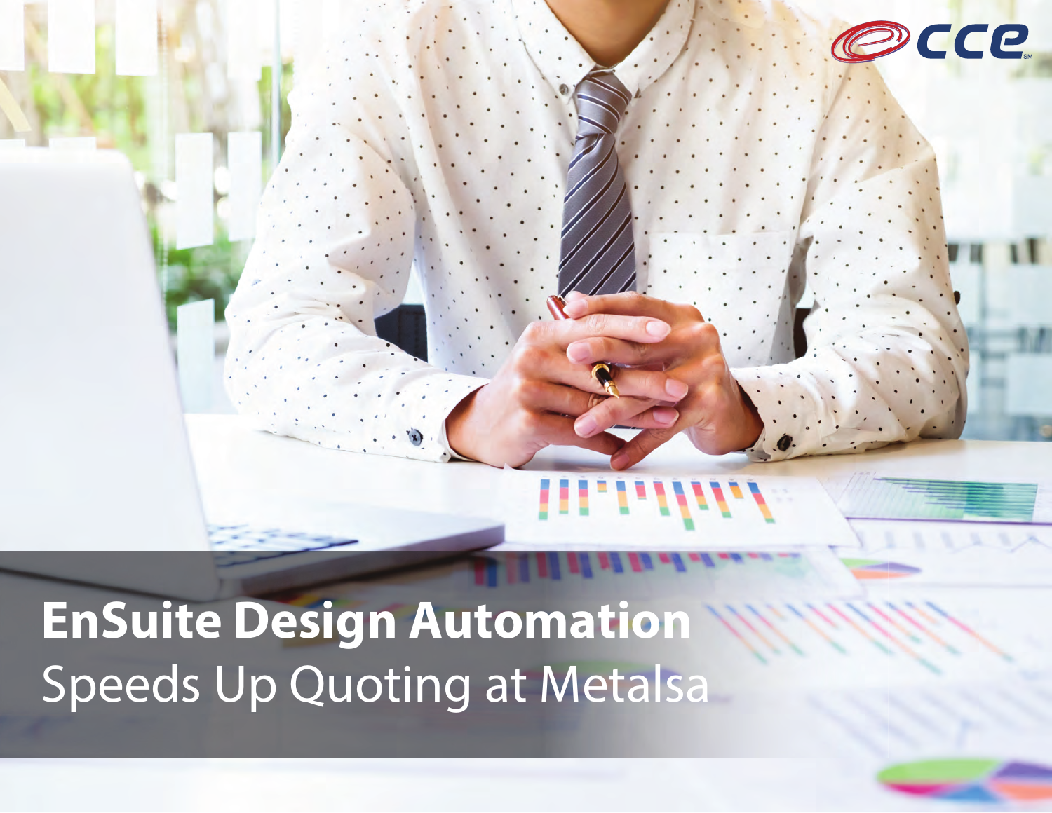# EnSuite Design Automation

Speeds Up Quoting at Metalsa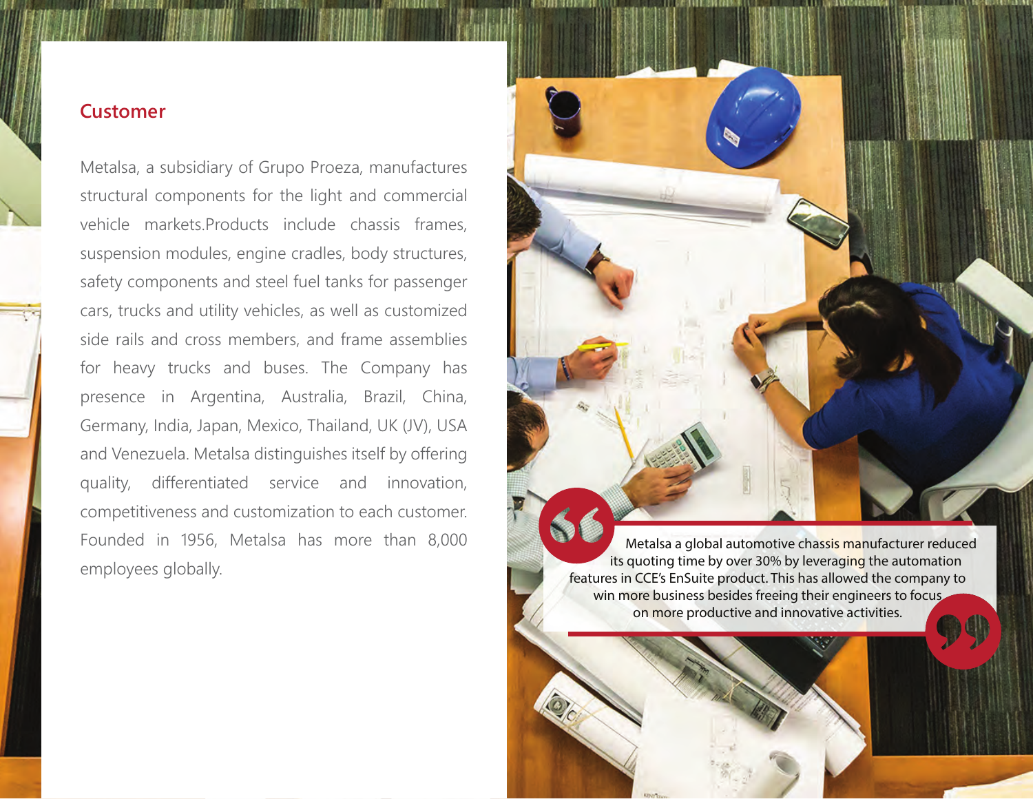## Customer

Metalsa, a subsidiary of Grupo Proeza, manufactures structural components for the light and commercial vehicle markets.Products include chassis frames, suspension modules, engine cradles, body structures, safety components and steel fuel tanks for passenger cars, trucks and utility vehicles, as well as customized side rails and cross members, and frame assemblies for heavy trucks and buses. The Company has presence in Argentina, Australia, Brazil, China, Germany, India, Japan, Mexico, Thailand, UK (JV), USA and Venezuela. Metalsa distinguishes itself by offering quality, differentiated service and innovation, competitiveness and customization to each customer. Founded in 1956, Metalsa has more than 8,000 employees globally.

> Metalsa a global automotive chassis manufacturer reduced its quoting time by over 30% by leveraging the automation features in CCE's EnSuite product. This has allowed the company to win more business besides freeing their engineers to focus on more productive and innovative activities.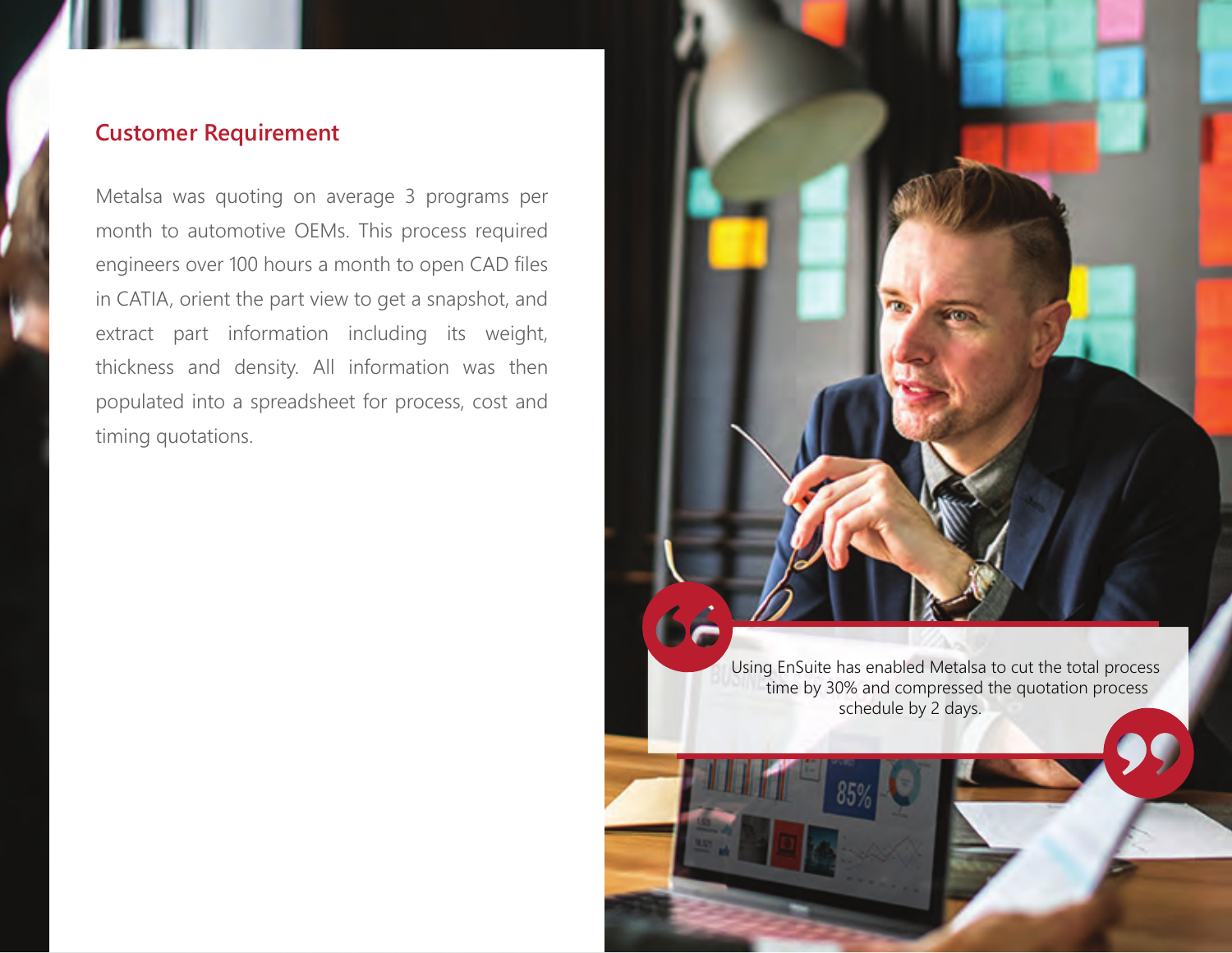## Customer Requirement

Metalsa was quoting on average 3 programs per month to automotive OEMs. This process required engineers over 100 hours a month to open CAD files in CATIA, orient the part view to get a snapshot, and extract part information including its weight, thickness and density. All information was then populated into a spreadsheet for process, cost and timing quotations.

> Using EnSuite has enabled Metalsa to cut the total process time by 30% and compressed the quotation process schedule by 2 days.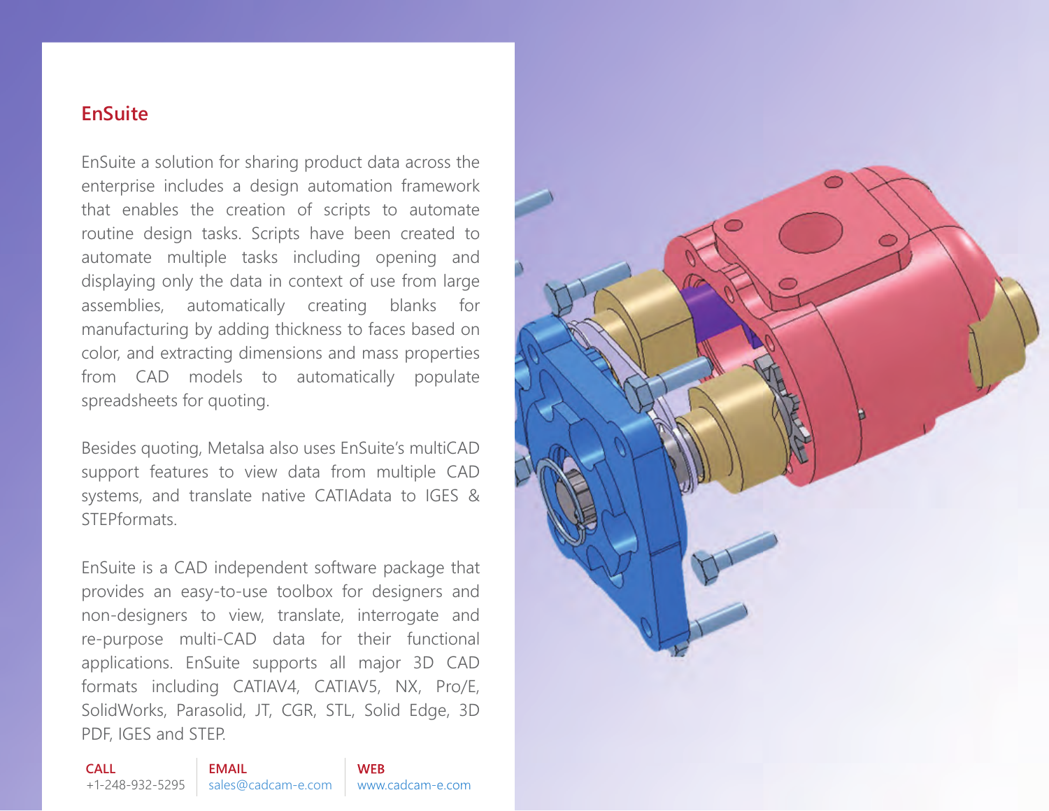## EnSuite

EnSuite a solution for sharing product data across the enterprise includes a design automation framework that enables the creation of scripts to automate routine design tasks. Scripts have been created to automate multiple tasks including opening and displaying only the data in context of use from large assemblies, automatically creating blanks for manufacturing by adding thickness to faces based on color, and extracting dimensions and mass properties from CAD models to automatically populate spreadsheets for quoting.

Besides quoting, Metalsa also uses EnSuite's multiCAD support features to view data from multiple CAD systems, and translate native CATIAdata to IGES & STEPformats.

EnSuite is a CAD independent software package that provides an easy-to-use toolbox for designers and non-designers to view, translate, interrogate and re-purpose multi-CAD data for their functional applications. EnSuite supports all major 3D CAD formats including CATIAV4, CATIAV5, NX, Pro/E, SolidWorks, Parasolid, JT, CGR, STL, Solid Edge, 3D PDF, IGES and STEP.

**CALL**
+1-248-932-5295

**EMAIL**
sales@cadcam-e.com

**WEB**
www.cadcam-e.com